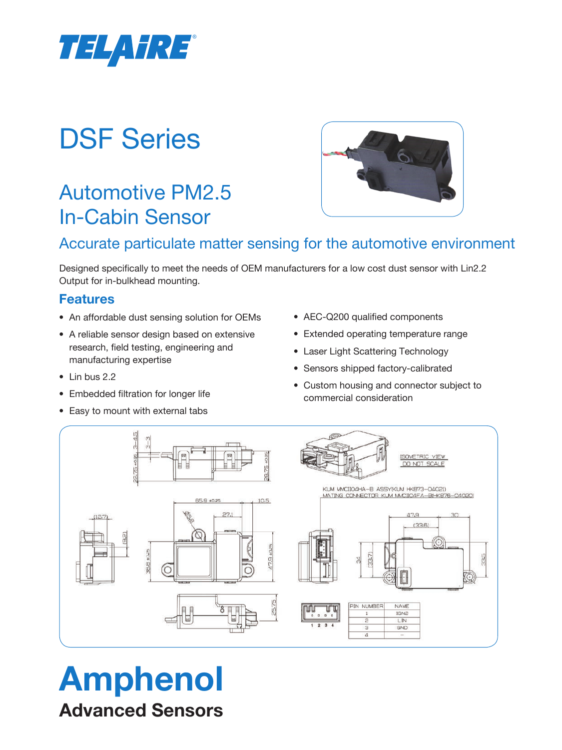TELAIRE®

# DSF Series

## Automotive PM2.5 In-Cabin Sensor

### Accurate particulate matter sensing for the automotive environment

Designed specifically to meet the needs of OEM manufacturers for a low cost dust sensor with Lin2.2 Output for in-bulkhead mounting.

### Features

- An affordable dust sensing solution for OEMs
- A reliable sensor design based on extensive research, field testing, engineering and manufacturing expertise
- Lin bus 2.2
- Embedded filtration for longer life
- Easy to mount with external tabs
- AEC-Q200 qualified components
- Extended operating temperature range
- Laser Light Scattering Technology
- Sensors shipped factory-calibrated
- Custom housing and connector subject to commercial consideration

ISOMETRIC VIEW
DO NOT SCALE

KUM MMC II04HA-B ASSY(KUM HK873-04021)
MATING CONNECTOR KUM MMC II04FA-B(HK876-04020)

| PIN NUMBER | NAME |
|---|---|
| 1 | IGN2 |
| 2 | LIN |
| 3 | GND |
| 4 | — |

# Amphenol

## Advanced Sensors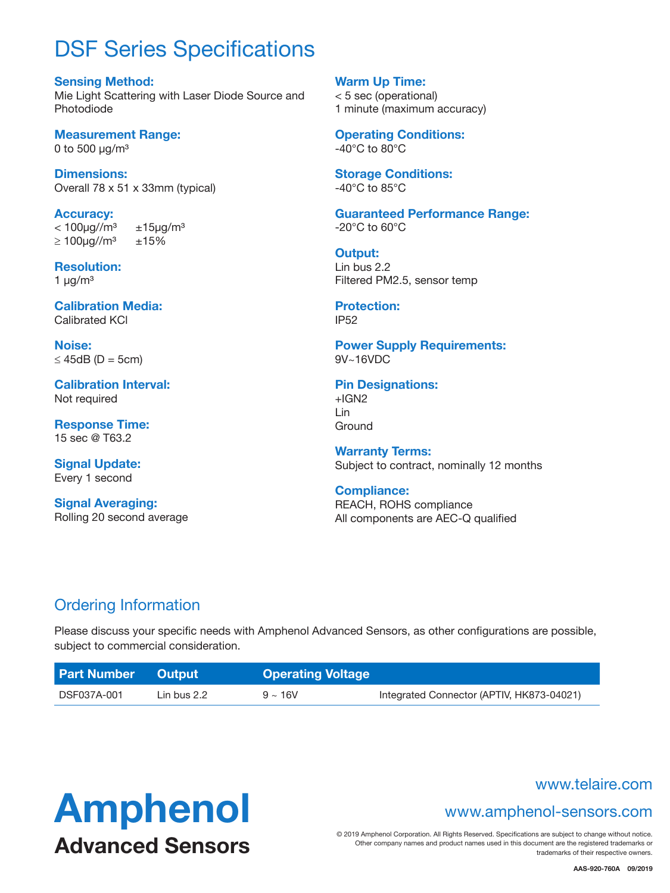# DSF Series Specifications

**Sensing Method:**
Mie Light Scattering with Laser Diode Source and Photodiode

**Measurement Range:**
0 to 500 μg/m³

**Dimensions:**
Overall 78 x 51 x 33mm (typical)

**Accuracy:**
< 100μg//m³ ±15μg/m³
≥ 100μg//m³ ±15%

**Resolution:**
1 μg/m³

**Calibration Media:**
Calibrated KCl

**Noise:**
≤ 45dB (D = 5cm)

**Calibration Interval:**
Not required

**Response Time:**
15 sec @ T63.2

**Signal Update:**
Every 1 second

**Signal Averaging:**
Rolling 20 second average

**Warm Up Time:**
< 5 sec (operational)
1 minute (maximum accuracy)

**Operating Conditions:**
-40°C to 80°C

**Storage Conditions:**
-40°C to 85°C

**Guaranteed Performance Range:**
-20°C to 60°C

**Output:**
Lin bus 2.2
Filtered PM2.5, sensor temp

**Protection:**
IP52

**Power Supply Requirements:**
9V~16VDC

**Pin Designations:**
+IGN2
Lin
Ground

**Warranty Terms:**
Subject to contract, nominally 12 months

**Compliance:**
REACH, ROHS compliance
All components are AEC-Q qualified

## Ordering Information

Please discuss your specific needs with Amphenol Advanced Sensors, as other configurations are possible, subject to commercial consideration.

| Part Number | Output | Operating Voltage | |
|---|---|---|---|
| DSF037A-001 | Lin bus 2.2 | 9 ~ 16V | Integrated Connector (APTIV, HK873-04021) |

**Amphenol**
**Advanced Sensors**

www.telaire.com

www.amphenol-sensors.com

© 2019 Amphenol Corporation. All Rights Reserved. Specifications are subject to change without notice. Other company names and product names used in this document are the registered trademarks or trademarks of their respective owners.

AAS-920-760A 09/2019